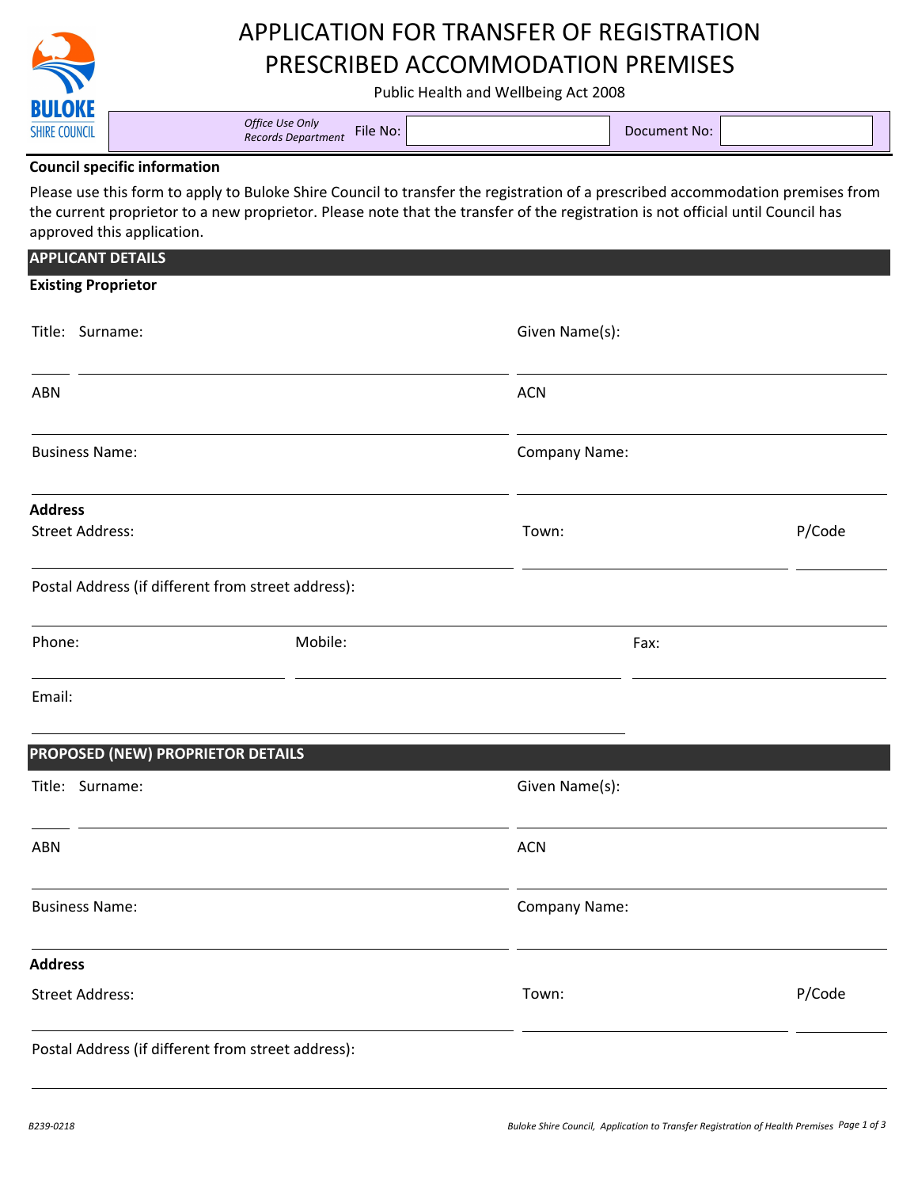# APPLICATION FOR TRANSFER OF REGISTRATION PRESCRIBED ACCOMMODATION PREMISES

Public Health and Wellbeing Act 2008

BULOKE SHIRE COUNCIL

| *Office Use Only Records Department* | File No: | | Document No: | |
|---|---|---|---|---|

**Council specific information**

Please use this form to apply to Buloke Shire Council to transfer the registration of a prescribed accommodation premises from the current proprietor to a new proprietor. Please note that the transfer of the registration is not official until Council has approved this application.

## APPLICANT DETAILS

**Existing Proprietor**

Title: Surname: _______________ Given Name(s): _______________

ABN _______________ ACN _______________

Business Name: _______________ Company Name: _______________

**Address**

Street Address: _______________ Town: _______________ P/Code _______________

Postal Address (if different from street address): _______________

Phone: _______________ Mobile: _______________ Fax: _______________

Email: _______________

## PROPOSED (NEW) PROPRIETOR DETAILS

Title: Surname: _______________ Given Name(s): _______________

ABN _______________ ACN _______________

Business Name: _______________ Company Name: _______________

**Address**

Street Address: _______________ Town: _______________ P/Code _______________

Postal Address (if different from street address): _______________

B239-0218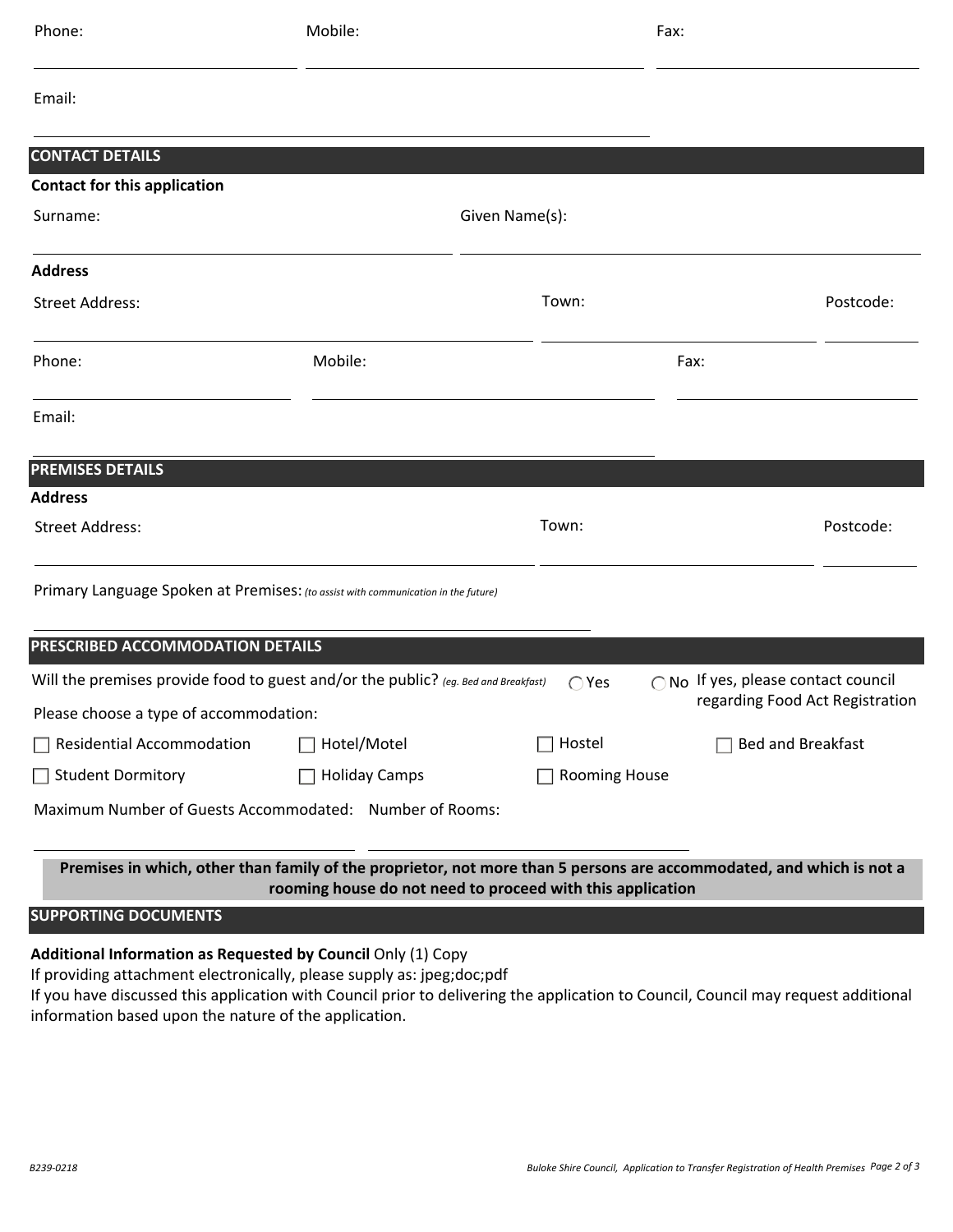Phone: Mobile: Fax:

Email:

## CONTACT DETAILS

**Contact for this application**

Surname: Given Name(s):

**Address**

Street Address: Town: Postcode:

Phone: Mobile: Fax:

Email:

## PREMISES DETAILS

**Address**

Street Address: Town: Postcode:

Primary Language Spoken at Premises: *(to assist with communication in the future)*

## PRESCRIBED ACCOMMODATION DETAILS

Will the premises provide food to guest and/or the public? *(eg. Bed and Breakfast)* ◯ Yes ◯ No If yes, please contact council regarding Food Act Registration

Please choose a type of accommodation:

☐ Residential Accommodation ☐ Hotel/Motel ☐ Hostel ☐ Bed and Breakfast

☐ Student Dormitory ☐ Holiday Camps ☐ Rooming House

Maximum Number of Guests Accommodated: Number of Rooms:

**Premises in which, other than family of the proprietor, not more than 5 persons are accommodated, and which is not a rooming house do not need to proceed with this application**

## SUPPORTING DOCUMENTS

**Additional Information as Requested by Council** Only (1) Copy

If providing attachment electronically, please supply as: jpeg;doc;pdf

If you have discussed this application with Council prior to delivering the application to Council, Council may request additional information based upon the nature of the application.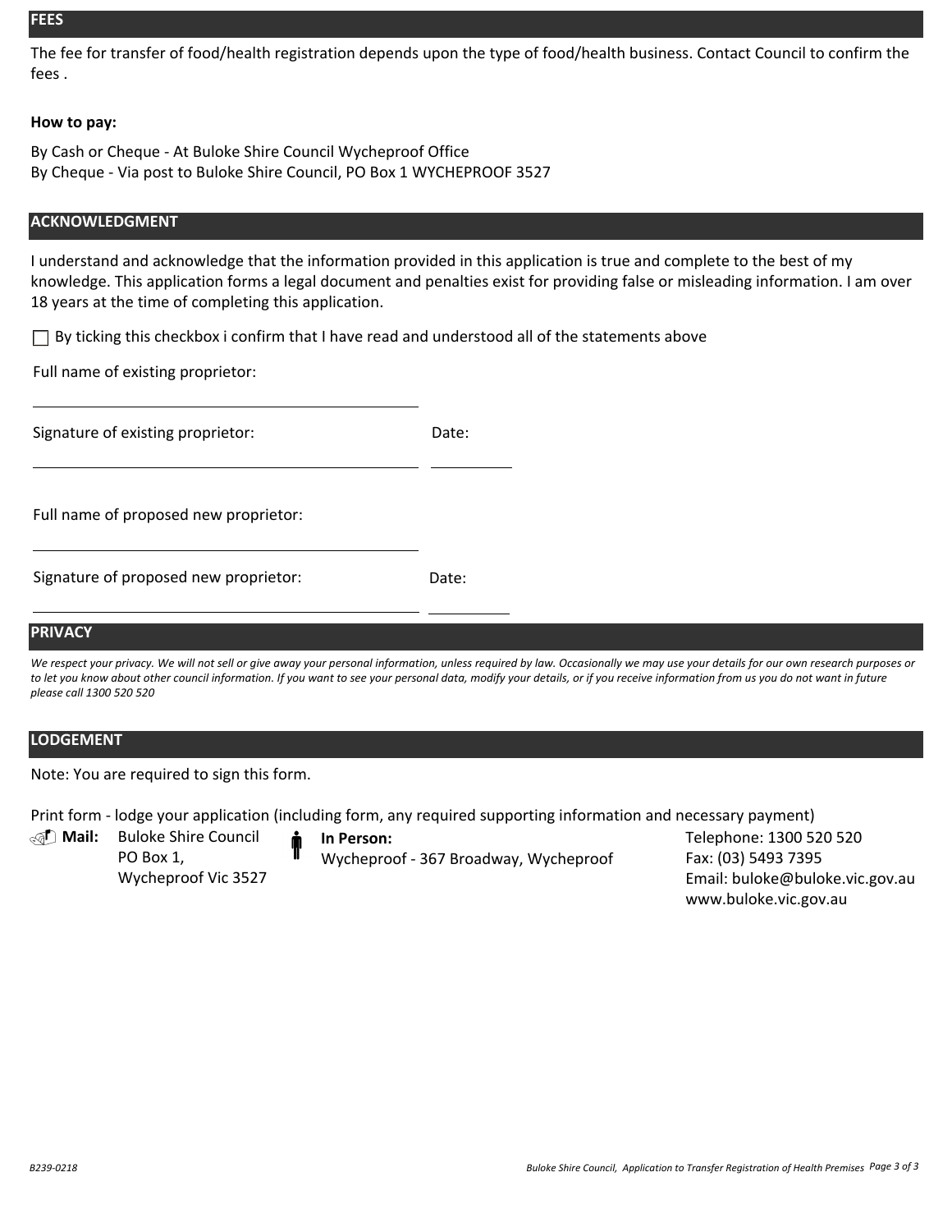## FEES

The fee for transfer of food/health registration depends upon the type of food/health business. Contact Council to confirm the fees .

**How to pay:**

By Cash or Cheque - At Buloke Shire Council Wycheproof Office
By Cheque - Via post to Buloke Shire Council, PO Box 1 WYCHEPROOF 3527

## ACKNOWLEDGMENT

I understand and acknowledge that the information provided in this application is true and complete to the best of my knowledge. This application forms a legal document and penalties exist for providing false or misleading information. I am over 18 years at the time of completing this application.

☐ By ticking this checkbox i confirm that I have read and understood all of the statements above

Full name of existing proprietor:

___________________________________

Signature of existing proprietor: ___________________________________ Date: __________

Full name of proposed new proprietor:

___________________________________

Signature of proposed new proprietor: ___________________________________ Date: __________

## PRIVACY

*We respect your privacy. We will not sell or give away your personal information, unless required by law. Occasionally we may use your details for our own research purposes or to let you know about other council information. If you want to see your personal data, modify your details, or if you receive information from us you do not want in future please call 1300 520 520*

## LODGEMENT

Note: You are required to sign this form.

Print form - lodge your application (including form, any required supporting information and necessary payment)

**Mail:** Buloke Shire Council
PO Box 1,
Wycheproof Vic 3527

**In Person:**
Wycheproof - 367 Broadway, Wycheproof

Telephone: 1300 520 520
Fax: (03) 5493 7395
Email: buloke@buloke.vic.gov.au
www.buloke.vic.gov.au

B239-0218